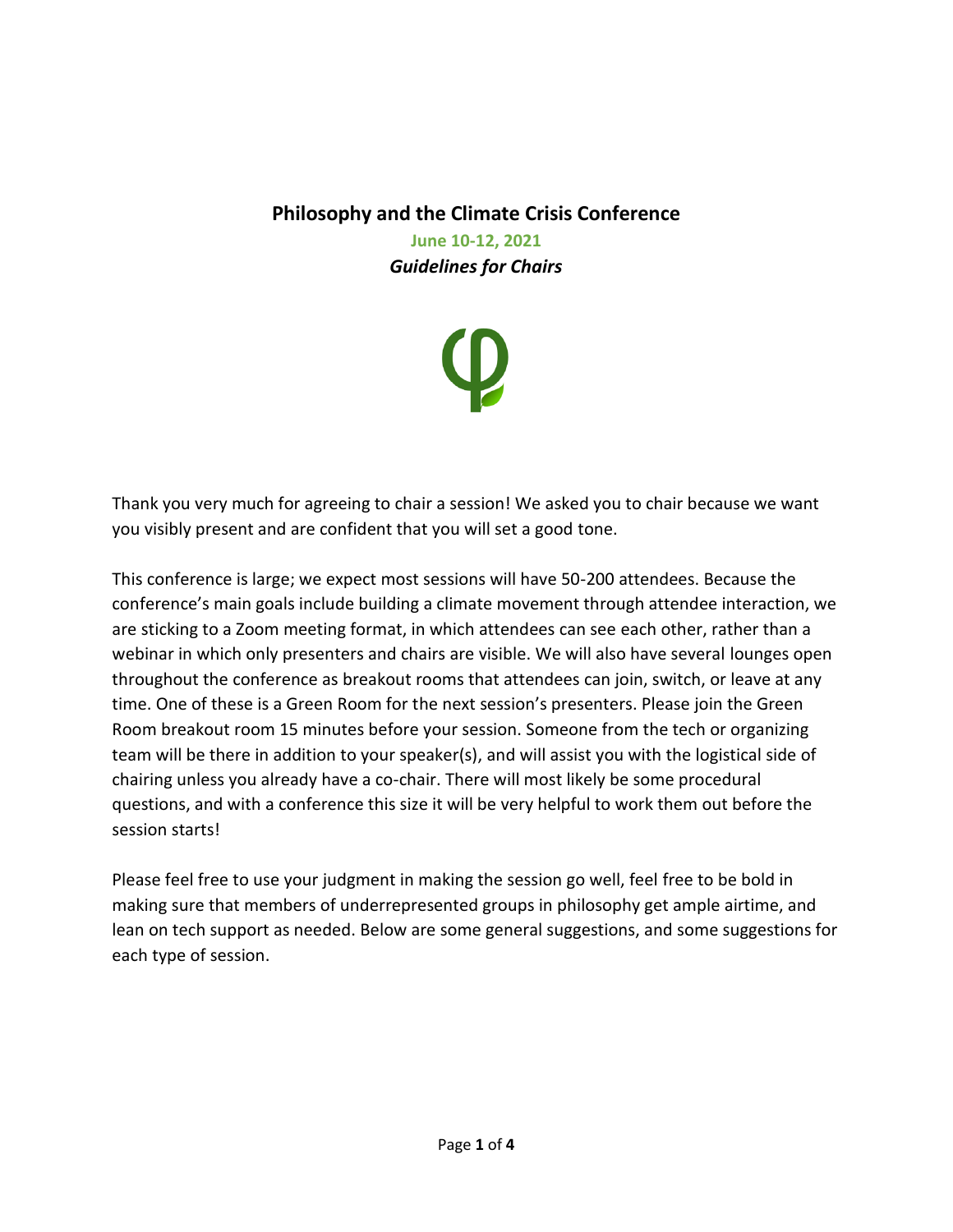# Philosophy and the Climate Crisis Conference

**June 10-12, 2021**

***Guidelines for Chairs***

Thank you very much for agreeing to chair a session! We asked you to chair because we want you visibly present and are confident that you will set a good tone.

This conference is large; we expect most sessions will have 50-200 attendees. Because the conference's main goals include building a climate movement through attendee interaction, we are sticking to a Zoom meeting format, in which attendees can see each other, rather than a webinar in which only presenters and chairs are visible. We will also have several lounges open throughout the conference as breakout rooms that attendees can join, switch, or leave at any time. One of these is a Green Room for the next session's presenters. Please join the Green Room breakout room 15 minutes before your session. Someone from the tech or organizing team will be there in addition to your speaker(s), and will assist you with the logistical side of chairing unless you already have a co-chair. There will most likely be some procedural questions, and with a conference this size it will be very helpful to work them out before the session starts!

Please feel free to use your judgment in making the session go well, feel free to be bold in making sure that members of underrepresented groups in philosophy get ample airtime, and lean on tech support as needed. Below are some general suggestions, and some suggestions for each type of session.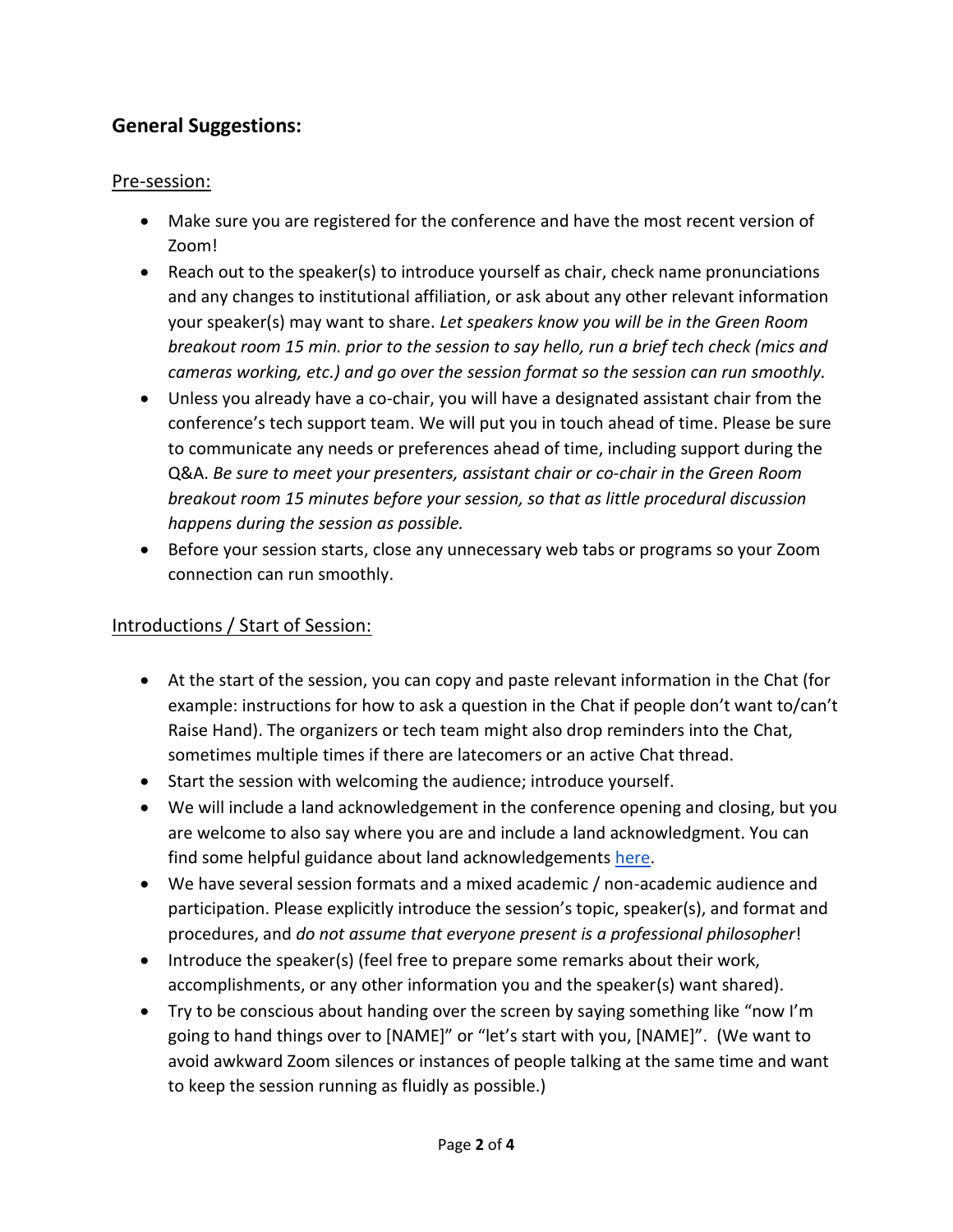## General Suggestions:

### Pre-session:

- Make sure you are registered for the conference and have the most recent version of Zoom!
- Reach out to the speaker(s) to introduce yourself as chair, check name pronunciations and any changes to institutional affiliation, or ask about any other relevant information your speaker(s) may want to share. *Let speakers know you will be in the Green Room breakout room 15 min. prior to the session to say hello, run a brief tech check (mics and cameras working, etc.) and go over the session format so the session can run smoothly.*
- Unless you already have a co-chair, you will have a designated assistant chair from the conference's tech support team. We will put you in touch ahead of time. Please be sure to communicate any needs or preferences ahead of time, including support during the Q&A. *Be sure to meet your presenters, assistant chair or co-chair in the Green Room breakout room 15 minutes before your session, so that as little procedural discussion happens during the session as possible.*
- Before your session starts, close any unnecessary web tabs or programs so your Zoom connection can run smoothly.

### Introductions / Start of Session:

- At the start of the session, you can copy and paste relevant information in the Chat (for example: instructions for how to ask a question in the Chat if people don't want to/can't Raise Hand). The organizers or tech team might also drop reminders into the Chat, sometimes multiple times if there are latecomers or an active Chat thread.
- Start the session with welcoming the audience; introduce yourself.
- We will include a land acknowledgement in the conference opening and closing, but you are welcome to also say where you are and include a land acknowledgment. You can find some helpful guidance about land acknowledgements here.
- We have several session formats and a mixed academic / non-academic audience and participation. Please explicitly introduce the session's topic, speaker(s), and format and procedures, and *do not assume that everyone present is a professional philosopher*!
- Introduce the speaker(s) (feel free to prepare some remarks about their work, accomplishments, or any other information you and the speaker(s) want shared).
- Try to be conscious about handing over the screen by saying something like "now I'm going to hand things over to [NAME]" or "let's start with you, [NAME]". (We want to avoid awkward Zoom silences or instances of people talking at the same time and want to keep the session running as fluidly as possible.)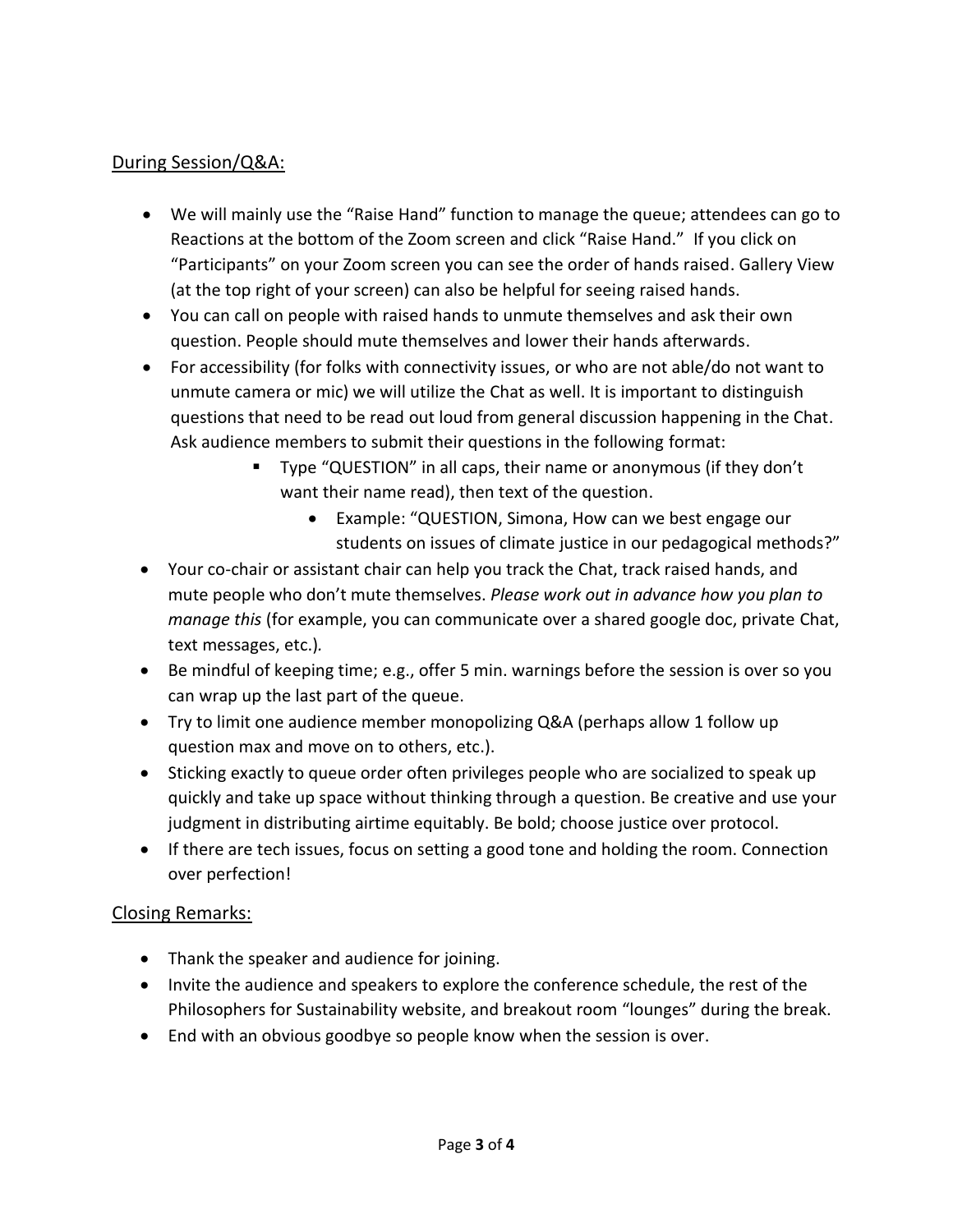## During Session/Q&A:

- We will mainly use the "Raise Hand" function to manage the queue; attendees can go to Reactions at the bottom of the Zoom screen and click "Raise Hand." If you click on "Participants" on your Zoom screen you can see the order of hands raised. Gallery View (at the top right of your screen) can also be helpful for seeing raised hands.
- You can call on people with raised hands to unmute themselves and ask their own question. People should mute themselves and lower their hands afterwards.
- For accessibility (for folks with connectivity issues, or who are not able/do not want to unmute camera or mic) we will utilize the Chat as well. It is important to distinguish questions that need to be read out loud from general discussion happening in the Chat. Ask audience members to submit their questions in the following format:
    - Type "QUESTION" in all caps, their name or anonymous (if they don't want their name read), then text of the question.
        - Example: "QUESTION, Simona, How can we best engage our students on issues of climate justice in our pedagogical methods?"
- Your co-chair or assistant chair can help you track the Chat, track raised hands, and mute people who don't mute themselves. *Please work out in advance how you plan to manage this* (for example, you can communicate over a shared google doc, private Chat, text messages, etc.).
- Be mindful of keeping time; e.g., offer 5 min. warnings before the session is over so you can wrap up the last part of the queue.
- Try to limit one audience member monopolizing Q&A (perhaps allow 1 follow up question max and move on to others, etc.).
- Sticking exactly to queue order often privileges people who are socialized to speak up quickly and take up space without thinking through a question. Be creative and use your judgment in distributing airtime equitably. Be bold; choose justice over protocol.
- If there are tech issues, focus on setting a good tone and holding the room. Connection over perfection!

## Closing Remarks:

- Thank the speaker and audience for joining.
- Invite the audience and speakers to explore the conference schedule, the rest of the Philosophers for Sustainability website, and breakout room "lounges" during the break.
- End with an obvious goodbye so people know when the session is over.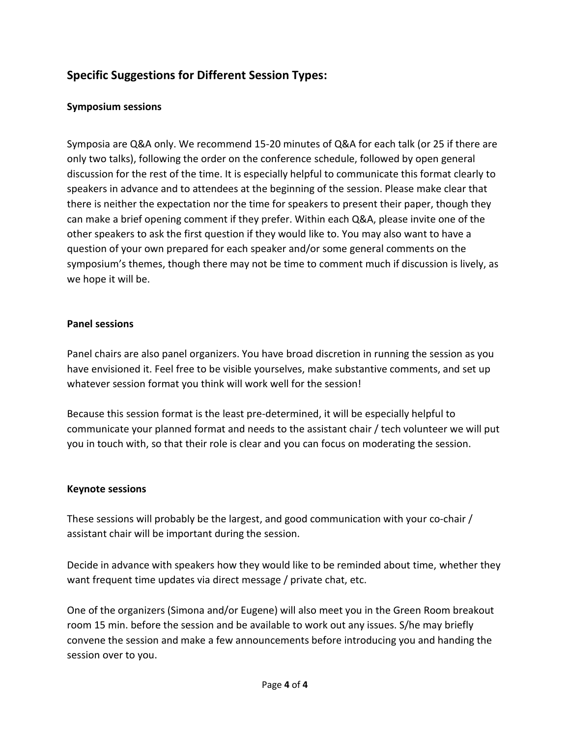## Specific Suggestions for Different Session Types:

### Symposium sessions

Symposia are Q&A only. We recommend 15-20 minutes of Q&A for each talk (or 25 if there are only two talks), following the order on the conference schedule, followed by open general discussion for the rest of the time. It is especially helpful to communicate this format clearly to speakers in advance and to attendees at the beginning of the session. Please make clear that there is neither the expectation nor the time for speakers to present their paper, though they can make a brief opening comment if they prefer. Within each Q&A, please invite one of the other speakers to ask the first question if they would like to. You may also want to have a question of your own prepared for each speaker and/or some general comments on the symposium's themes, though there may not be time to comment much if discussion is lively, as we hope it will be.

### Panel sessions

Panel chairs are also panel organizers. You have broad discretion in running the session as you have envisioned it. Feel free to be visible yourselves, make substantive comments, and set up whatever session format you think will work well for the session!

Because this session format is the least pre-determined, it will be especially helpful to communicate your planned format and needs to the assistant chair / tech volunteer we will put you in touch with, so that their role is clear and you can focus on moderating the session.

### Keynote sessions

These sessions will probably be the largest, and good communication with your co-chair / assistant chair will be important during the session.

Decide in advance with speakers how they would like to be reminded about time, whether they want frequent time updates via direct message / private chat, etc.

One of the organizers (Simona and/or Eugene) will also meet you in the Green Room breakout room 15 min. before the session and be available to work out any issues. S/he may briefly convene the session and make a few announcements before introducing you and handing the session over to you.